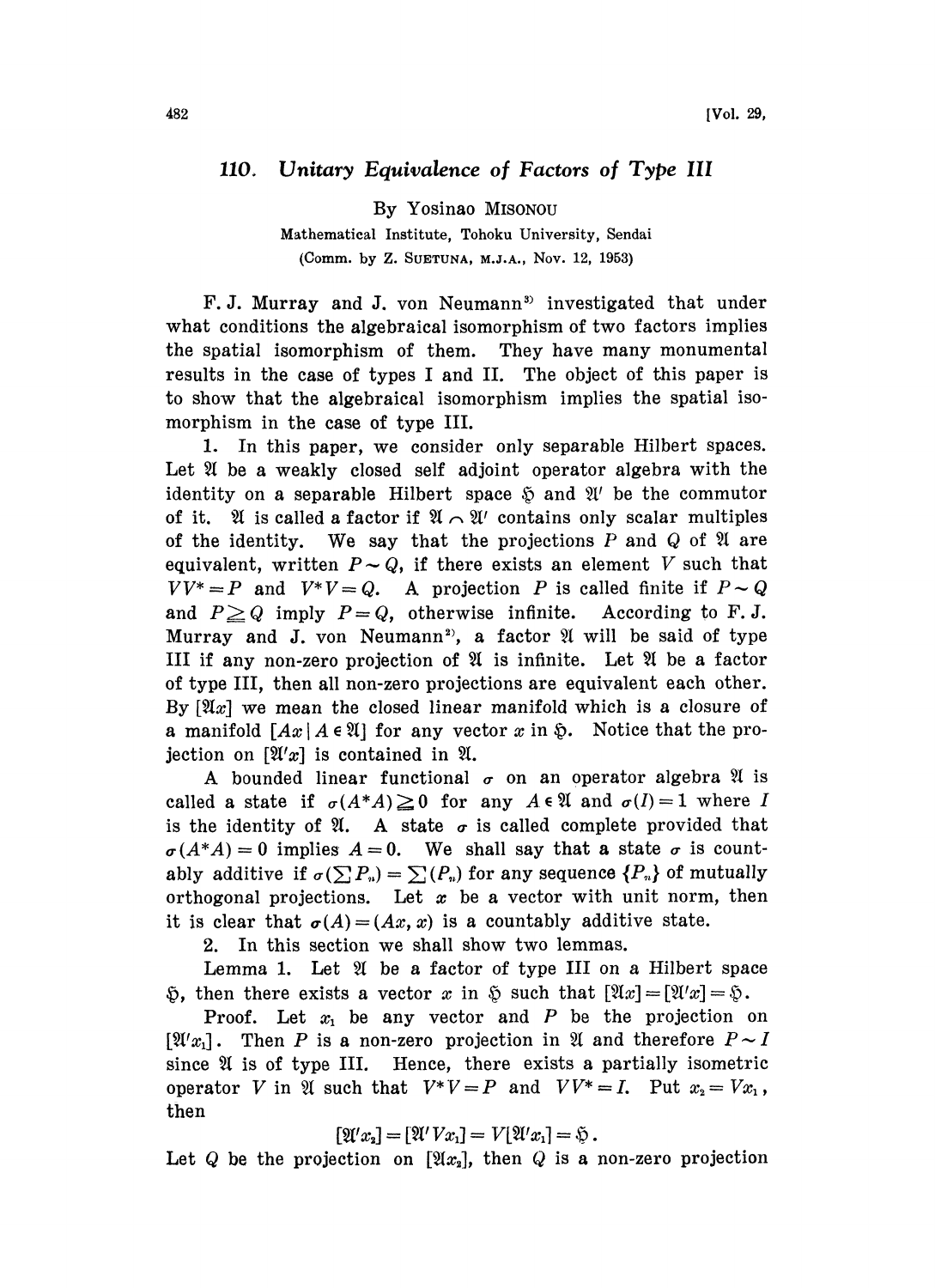# 110. Unitary Equivalence of Factors of Type III

By Yosinao MISONOU

Mathematical Institute, Tohoku University, Sendai

(Comm. by Z. SUETUNA, M.J.A., Nov. 12, 1953)

F. J. Murray and J. von Neumann[3] investigated that under what conditions the algebraical isomorphism of two factors implies the spatial isomorphism of them. They have many monumental results in the case of types I and II. The object of this paper is to show that the algebraical isomorphism implies the spatial isomorphism in the case of type III.

1. In this paper, we consider only separable Hilbert spaces. Let $\mathfrak{A}$ be a weakly closed self adjoint operator algebra with the identity on a separable Hilbert space $\mathfrak{H}$ and $\mathfrak{A}'$ be the commutor of it. $\mathfrak{A}$ is called a factor if $\mathfrak{A} \frown \mathfrak{A}'$ contains only scalar multiples of the identity. We say that the projections $P$ and $Q$ of $\mathfrak{A}$ are equivalent, written $P \sim Q$, if there exists an element $V$ such that $VV^* = P$ and $V^*V = Q$. A projection $P$ is called finite if $P \sim Q$ and $P \geqq Q$ imply $P = Q$, otherwise infinite. According to F. J. Murray and J. von Neumann[2], a factor $\mathfrak{A}$ will be said of type III if any non-zero projection of $\mathfrak{A}$ is infinite. Let $\mathfrak{A}$ be a factor of type III, then all non-zero projections are equivalent each other. By $[\mathfrak{A}x]$ we mean the closed linear manifold which is a closure of a manifold $[Ax \mid A \in \mathfrak{A}]$ for any vector $x$ in $\mathfrak{H}$. Notice that the projection on $[\mathfrak{A}'x]$ is contained in $\mathfrak{A}$.

A bounded linear functional $\sigma$ on an operator algebra $\mathfrak{A}$ is called a state if $\sigma(A^*A) \geqq 0$ for any $A \in \mathfrak{A}$ and $\sigma(I) = 1$ where $I$ is the identity of $\mathfrak{A}$. A state $\sigma$ is called complete provided that $\sigma(A^*A) = 0$ implies $A = 0$. We shall say that a state $\sigma$ is countably additive if $\sigma(\sum P_n) = \sum (P_n)$ for any sequence $\{P_n\}$ of mutually orthogonal projections. Let $x$ be a vector with unit norm, then it is clear that $\sigma(A) = (Ax, x)$ is a countably additive state.

2. In this section we shall show two lemmas.

Lemma 1. Let $\mathfrak{A}$ be a factor of type III on a Hilbert space $\mathfrak{H}$, then there exists a vector $x$ in $\mathfrak{H}$ such that $[\mathfrak{A}x] = [\mathfrak{A}'x] = \mathfrak{H}$.

Proof. Let $x_1$ be any vector and $P$ be the projection on $[\mathfrak{A}'x_1]$. Then $P$ is a non-zero projection in $\mathfrak{A}$ and therefore $P \sim I$ since $\mathfrak{A}$ is of type III. Hence, there exists a partially isometric operator $V$ in $\mathfrak{A}$ such that $V^*V = P$ and $VV^* = I$. Put $x_2 = Vx_1$, then

$$[\mathfrak{A}'x_2] = [\mathfrak{A}'Vx_1] = V[\mathfrak{A}'x_1] = \mathfrak{H}.$$

Let $Q$ be the projection on $[\mathfrak{A}x_2]$, then $Q$ is a non-zero projection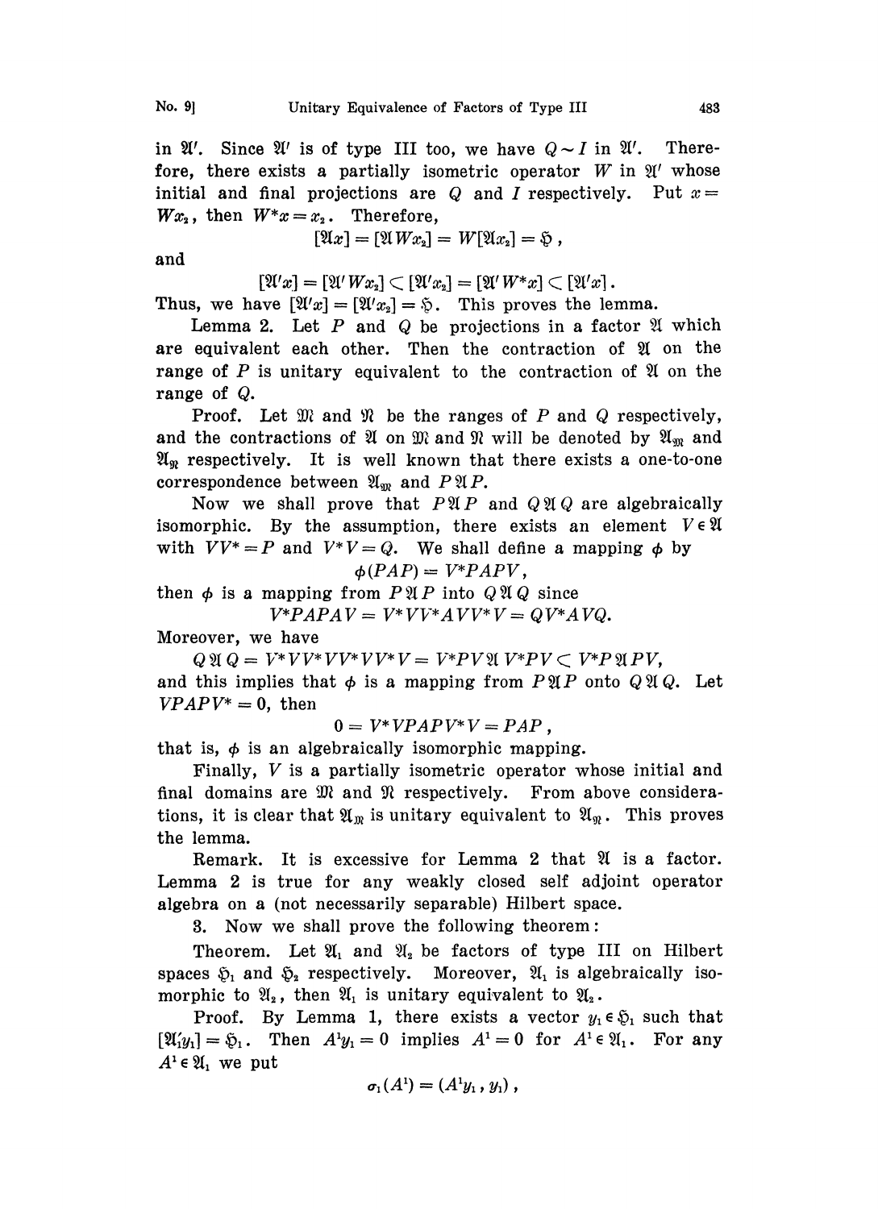in $\mathfrak{A}'$. Since $\mathfrak{A}'$ is of type III too, we have $Q \sim I$ in $\mathfrak{A}'$. Therefore, there exists a partially isometric operator $W$ in $\mathfrak{A}'$ whose initial and final projections are $Q$ and $I$ respectively. Put $x = Wx_2$, then $W^*x = x_2$. Therefore,

$$[\mathfrak{A}x] = [\mathfrak{A}Wx_2] = W[\mathfrak{A}x_2] = \mathfrak{H},$$

and

$$[\mathfrak{A}'x] = [\mathfrak{A}'Wx_2] \subset [\mathfrak{A}'x_2] = [\mathfrak{A}'W^*x] \subset [\mathfrak{A}'x].$$

Thus, we have $[\mathfrak{A}'x] = [\mathfrak{A}'x_2] = \mathfrak{H}$. This proves the lemma.

Lemma 2. Let $P$ and $Q$ be projections in a factor $\mathfrak{A}$ which are equivalent each other. Then the contraction of $\mathfrak{A}$ on the range of $P$ is unitary equivalent to the contraction of $\mathfrak{A}$ on the range of $Q$.

Proof. Let $\mathfrak{M}$ and $\mathfrak{N}$ be the ranges of $P$ and $Q$ respectively, and the contractions of $\mathfrak{A}$ on $\mathfrak{M}$ and $\mathfrak{N}$ will be denoted by $\mathfrak{A}_{\mathfrak{M}}$ and $\mathfrak{A}_{\mathfrak{N}}$ respectively. It is well known that there exists a one-to-one correspondence between $\mathfrak{A}_{\mathfrak{M}}$ and $P\mathfrak{A}P$.

Now we shall prove that $P\mathfrak{A}P$ and $Q\mathfrak{A}Q$ are algebraically isomorphic. By the assumption, there exists an element $V \in \mathfrak{A}$ with $VV^* = P$ and $V^*V = Q$. We shall define a mapping $\phi$ by

$$\phi(PAP) = V^*PAPV,$$

then $\phi$ is a mapping from $P\mathfrak{A}P$ into $Q\mathfrak{A}Q$ since

$$V^*PAPAV = V^*VV^*AVV^*V = QV^*AVQ.$$

Moreover, we have

$$Q\mathfrak{A}Q = V^*VV^*VV^*VV^*V = V^*PV\mathfrak{A}V^*PV \subset V^*P\mathfrak{A}PV,$$

and this implies that $\phi$ is a mapping from $P\mathfrak{A}P$ onto $Q\mathfrak{A}Q$. Let $VPAPV^* = 0$, then

$$0 = V^*VPAPV^*V = PAP,$$

that is, $\phi$ is an algebraically isomorphic mapping.

Finally, $V$ is a partially isometric operator whose initial and final domains are $\mathfrak{M}$ and $\mathfrak{N}$ respectively. From above considerations, it is clear that $\mathfrak{A}_{\mathfrak{M}}$ is unitary equivalent to $\mathfrak{A}_{\mathfrak{N}}$. This proves the lemma.

Remark. It is excessive for Lemma 2 that $\mathfrak{A}$ is a factor. Lemma 2 is true for any weakly closed self adjoint operator algebra on a (not necessarily separable) Hilbert space.

3. Now we shall prove the following theorem:

Theorem. Let $\mathfrak{A}_1$ and $\mathfrak{A}_2$ be factors of type III on Hilbert spaces $\mathfrak{H}_1$ and $\mathfrak{H}_2$ respectively. Moreover, $\mathfrak{A}_1$ is algebraically isomorphic to $\mathfrak{A}_2$, then $\mathfrak{A}_1$ is unitary equivalent to $\mathfrak{A}_2$.

Proof. By Lemma 1, there exists a vector $y_1 \in \mathfrak{H}_1$ such that $[\mathfrak{A}_1'y_1] = \mathfrak{H}_1$. Then $A^1y_1 = 0$ implies $A^1 = 0$ for $A^1 \in \mathfrak{A}_1$. For any $A^1 \in \mathfrak{A}_1$ we put

$$\sigma_1(A^1) = (A^1y_1, y_1),$$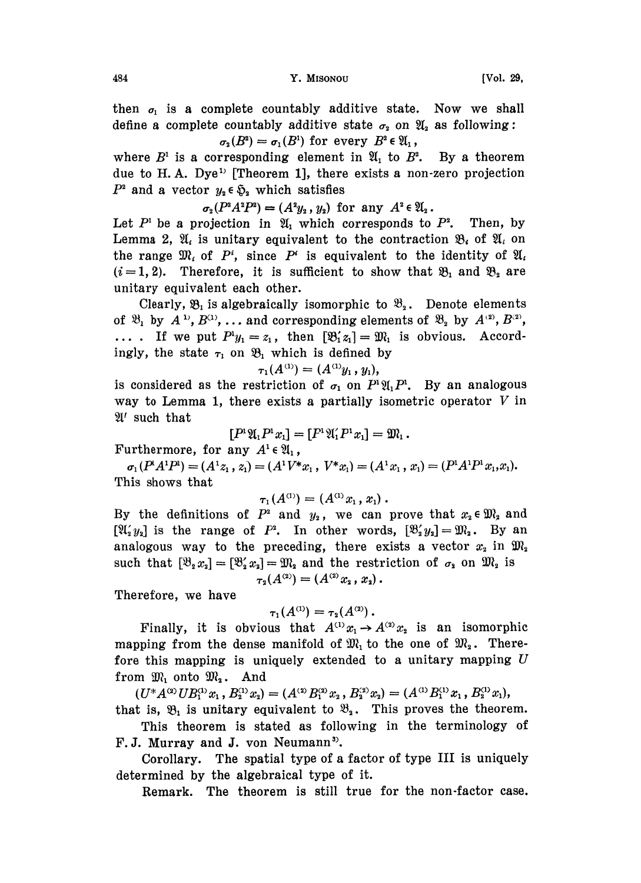then $\sigma_1$ is a complete countably additive state. Now we shall define a complete countably additive state $\sigma_2$ on $\mathfrak{A}_2$ as following:

$$\sigma_2(B^2) = \sigma_1(B^1) \text{ for every } B^2 \in \mathfrak{A}_1,$$

where $B^1$ is a corresponding element in $\mathfrak{A}_1$ to $B^2$. By a theorem due to H. A. Dye[1] [Theorem 1], there exists a non-zero projection $P^2$ and a vector $y_2 \in \mathfrak{H}_2$ which satisfies

$$\sigma_2(P^2A^2P^2) = (A^2y_2, y_2) \text{ for any } A^2 \in \mathfrak{A}_2.$$

Let $P^1$ be a projection in $\mathfrak{A}_1$ which corresponds to $P^2$. Then, by Lemma 2, $\mathfrak{A}_i$ is unitary equivalent to the contraction $\mathfrak{B}_i$ of $\mathfrak{A}_i$ on the range $\mathfrak{M}_i$ of $P^i$, since $P^i$ is equivalent to the identity of $\mathfrak{A}_i$ $(i=1,2)$. Therefore, it is sufficient to show that $\mathfrak{B}_1$ and $\mathfrak{B}_2$ are unitary equivalent each other.

Clearly, $\mathfrak{B}_1$ is algebraically isomorphic to $\mathfrak{B}_2$. Denote elements of $\mathfrak{B}_1$ by $A^{(1)}, B^{(1)}, \dots$ and corresponding elements of $\mathfrak{B}_2$ by $A^{(2)}, B^{(2)}, \dots$. If we put $P^1y_1 = z_1$, then $[\mathfrak{B}_1' z_1] = \mathfrak{M}_1$ is obvious. Accordingly, the state $\tau_1$ on $\mathfrak{B}_1$ which is defined by

$$\tau_1(A^{(1)}) = (A^{(1)}y_1, y_1),$$

is considered as the restriction of $\sigma_1$ on $P^1\mathfrak{A}_1P^1$. By an analogous way to Lemma 1, there exists a partially isometric operator $V$ in $\mathfrak{A}'$ such that

$$[P^1\mathfrak{A}_1P^1x_1] = [P^1\mathfrak{A}_1'P^1x_1] = \mathfrak{M}_1.$$

Furthermore, for any $A^1 \in \mathfrak{A}_1$,

$$\sigma_1(P^1A^1P^1) = (A^1z_1, z_1) = (A^1V^*x_1, V^*x_1) = (A^1x_1, x_1) = (P^1A^1P^1x_1, x_1).$$

This shows that

$$\tau_1(A^{(1)}) = (A^{(1)}x_1, x_1).$$

By the definitions of $P^2$ and $y_2$, we can prove that $x_2 \in \mathfrak{M}_2$ and $[\mathfrak{A}_2' y_2]$ is the range of $P^2$. In other words, $[\mathfrak{B}_2' y_2] = \mathfrak{M}_2$. By an analogous way to the preceding, there exists a vector $x_2$ in $\mathfrak{M}_2$ such that $[\mathfrak{B}_2 x_2] = [\mathfrak{B}_2' x_2] = \mathfrak{M}_2$ and the restriction of $\sigma_2$ on $\mathfrak{M}_2$ is

$$\tau_2(A^{(2)}) = (A^{(2)}x_2, x_2).$$

Therefore, we have

$$\tau_1(A^{(1)}) = \tau_2(A^{(2)}).$$

Finally, it is obvious that $A^{(1)}x_1 \to A^{(2)}x_2$ is an isomorphic mapping from the dense manifold of $\mathfrak{M}_1$ to the one of $\mathfrak{M}_2$. Therefore this mapping is uniquely extended to a unitary mapping $U$ from $\mathfrak{M}_1$ onto $\mathfrak{M}_2$. And

$$(U^*A^{(2)}UB_1^{(1)}x_1, B_2^{(1)}x_2) = (A^{(2)}B_1^{(2)}x_2, B_2^{(2)}x_2) = (A^{(1)}B_1^{(1)}x_1, B_2^{(1)}x_1),$$

that is, $\mathfrak{B}_1$ is unitary equivalent to $\mathfrak{B}_2$. This proves the theorem.

This theorem is stated as following in the terminology of F. J. Murray and J. von Neumann[3].

Corollary. The spatial type of a factor of type III is uniquely determined by the algebraical type of it.

Remark. The theorem is still true for the non-factor case.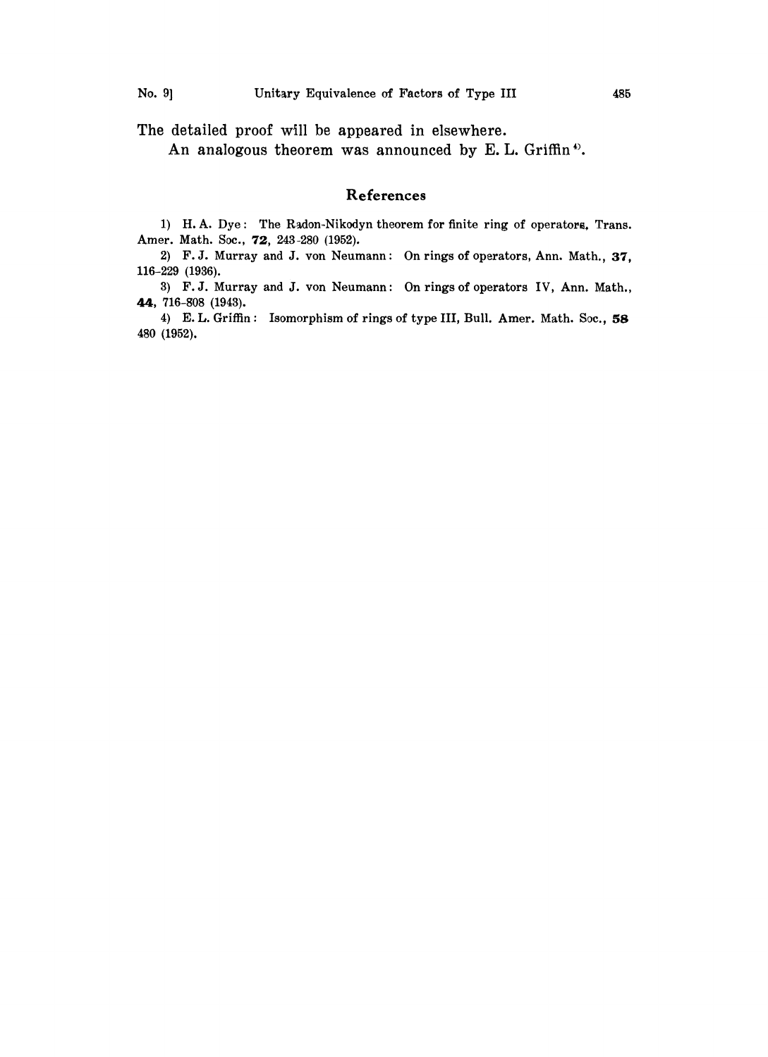The detailed proof will be appeared in elsewhere.

An analogous theorem was announced by E. L. Griffin[4].

## References

1) H. A. Dye: The Radon-Nikodyn theorem for finite ring of operators, Trans. Amer. Math. Soc., **72**, 243-280 (1952).

2) F. J. Murray and J. von Neumann: On rings of operators, Ann. Math., **37**, 116-229 (1936).

3) F. J. Murray and J. von Neumann: On rings of operators IV, Ann. Math., **44**, 716-808 (1943).

4) E. L. Griffin: Isomorphism of rings of type III, Bull. Amer. Math. Soc., **58** 480 (1952).